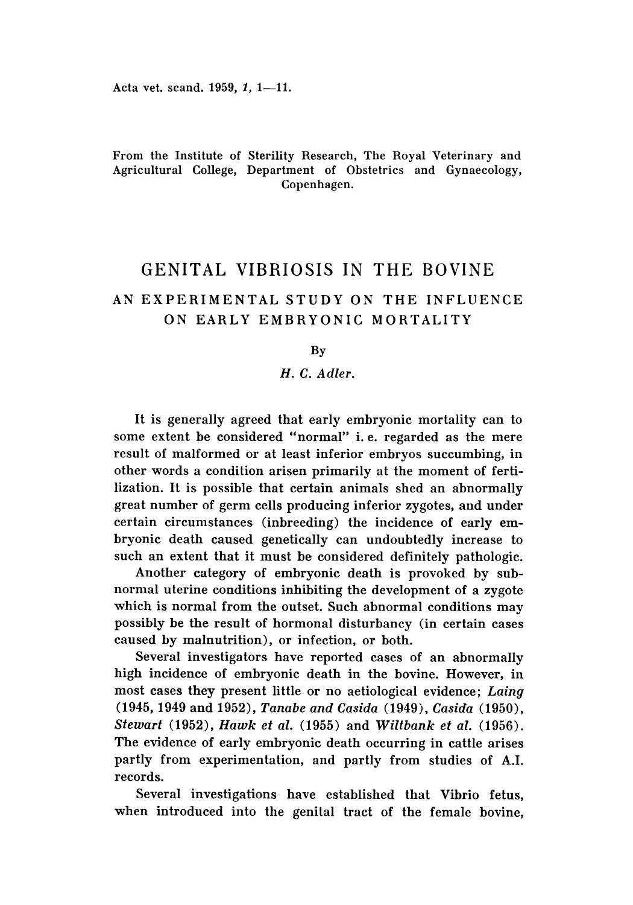From the Institute of Sterility Research, The Royal Veterinary and Agricultural College, Department of Obstetrics and Gynaecology, Copenhagen.

# GENITAL VIBRIOSIS IN THE BOVINE

## AN EXPERIMENTAL STUDY ON THE INFLUENCE ON EARLY EMBRYONIC MORTALITY

By

*H. C. Adler.*

It is generally agreed that early embryonic mortality can to some extent be considered "normal" i. e. regarded as the mere result of malformed or at least inferior embryos succumbing, in other words a condition arisen primarily at the moment of fertilization. It is possible that certain animals shed an abnormally great number of germ cells producing inferior zygotes, and under certain circumstances (inbreeding) the incidence of early embryonic death caused genetically can undoubtedly increase to such an extent that it must be considered definitely pathologic.

Another category of embryonic death is provoked by subnormal uterine conditions inhibiting the development of a zygote which is normal from the outset. Such abnormal conditions may possibly be the result of hormonal disturbancy (in certain cases caused by malnutrition), or infection, or both.

Several investigators have reported cases of an abnormally high incidence of embryonic death in the bovine. However, in most cases they present little or no aetiological evidence; *Laing* (1945, 1949 and 1952), *Tanabe and Casida* (1949), *Casida* (1950), *Stewart* (1952), *Hawk et al.* (1955) and *Wiltbank et al.* (1956). The evidence of early embryonic death occurring in cattle arises partly from experimentation, and partly from studies of A.I. records.

Several investigations have established that Vibrio fetus, when introduced into the genital tract of the female bovine,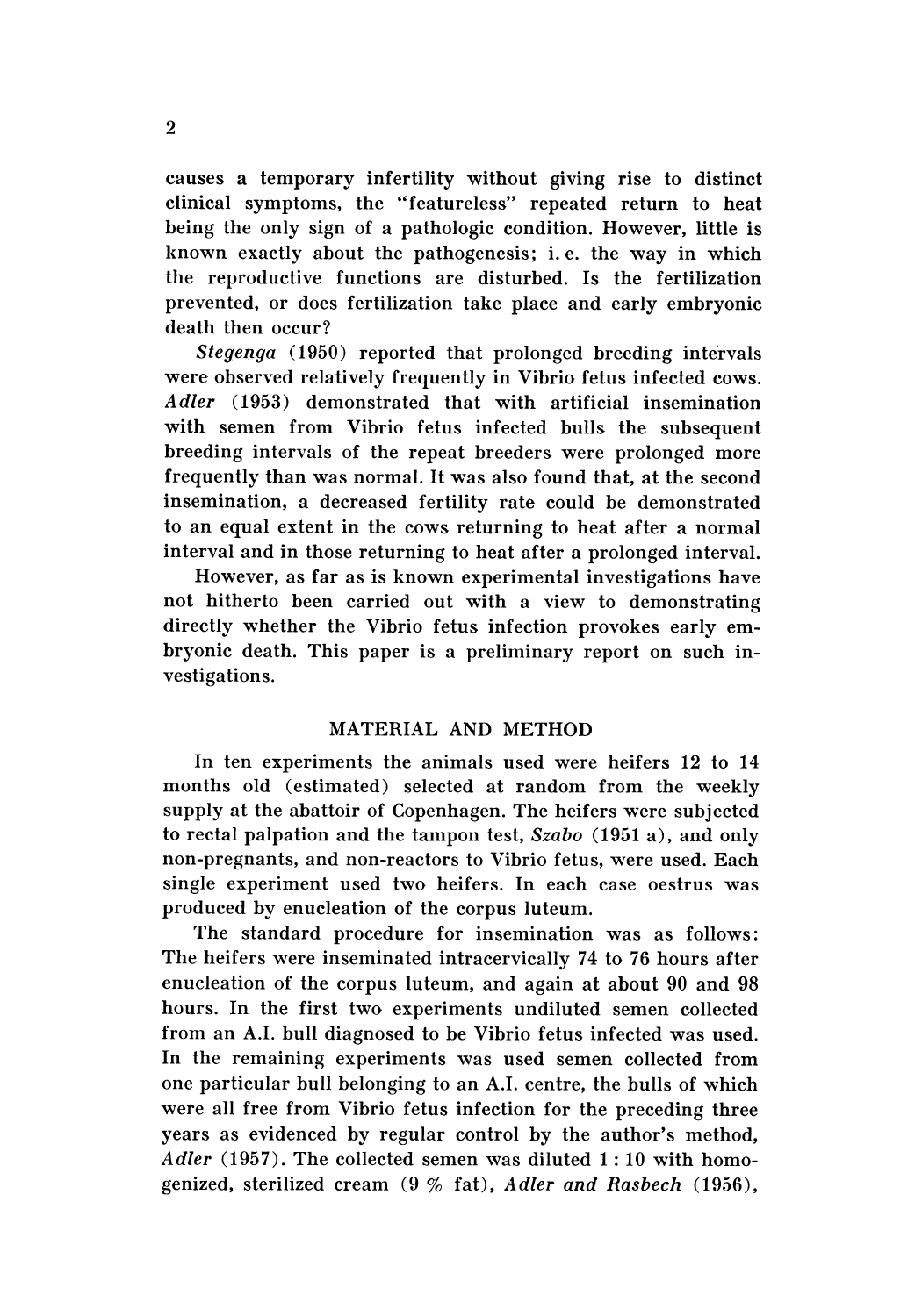causes a temporary infertility without giving rise to distinct clinical symptoms, the "featureless" repeated return to heat being the only sign of a pathologic condition. However, little is known exactly about the pathogenesis; i. e. the way in which the reproductive functions are disturbed. Is the fertilization prevented, or does fertilization take place and early embryonic death then occur?

*Stegenga* (1950) reported that prolonged breeding intervals were observed relatively frequently in Vibrio fetus infected cows. *Adler* (1953) demonstrated that with artificial insemination with semen from Vibrio fetus infected bulls the subsequent breeding intervals of the repeat breeders were prolonged more frequently than was normal. It was also found that, at the second insemination, a decreased fertility rate could be demonstrated to an equal extent in the cows returning to heat after a normal interval and in those returning to heat after a prolonged interval.

However, as far as is known experimental investigations have not hitherto been carried out with a view to demonstrating directly whether the Vibrio fetus infection provokes early embryonic death. This paper is a preliminary report on such investigations.

## MATERIAL AND METHOD

In ten experiments the animals used were heifers 12 to 14 months old (estimated) selected at random from the weekly supply at the abattoir of Copenhagen. The heifers were subjected to rectal palpation and the tampon test, *Szabo* (1951 a), and only non-pregnants, and non-reactors to Vibrio fetus, were used. Each single experiment used two heifers. In each case oestrus was produced by enucleation of the corpus luteum.

The standard procedure for insemination was as follows: The heifers were inseminated intracervically 74 to 76 hours after enucleation of the corpus luteum, and again at about 90 and 98 hours. In the first two experiments undiluted semen collected from an A.I. bull diagnosed to be Vibrio fetus infected was used. In the remaining experiments was used semen collected from one particular bull belonging to an A.I. centre, the bulls of which were all free from Vibrio fetus infection for the preceding three years as evidenced by regular control by the author's method, *Adler* (1957). The collected semen was diluted 1 : 10 with homogenized, sterilized cream (9 % fat), *Adler and Rasbech* (1956),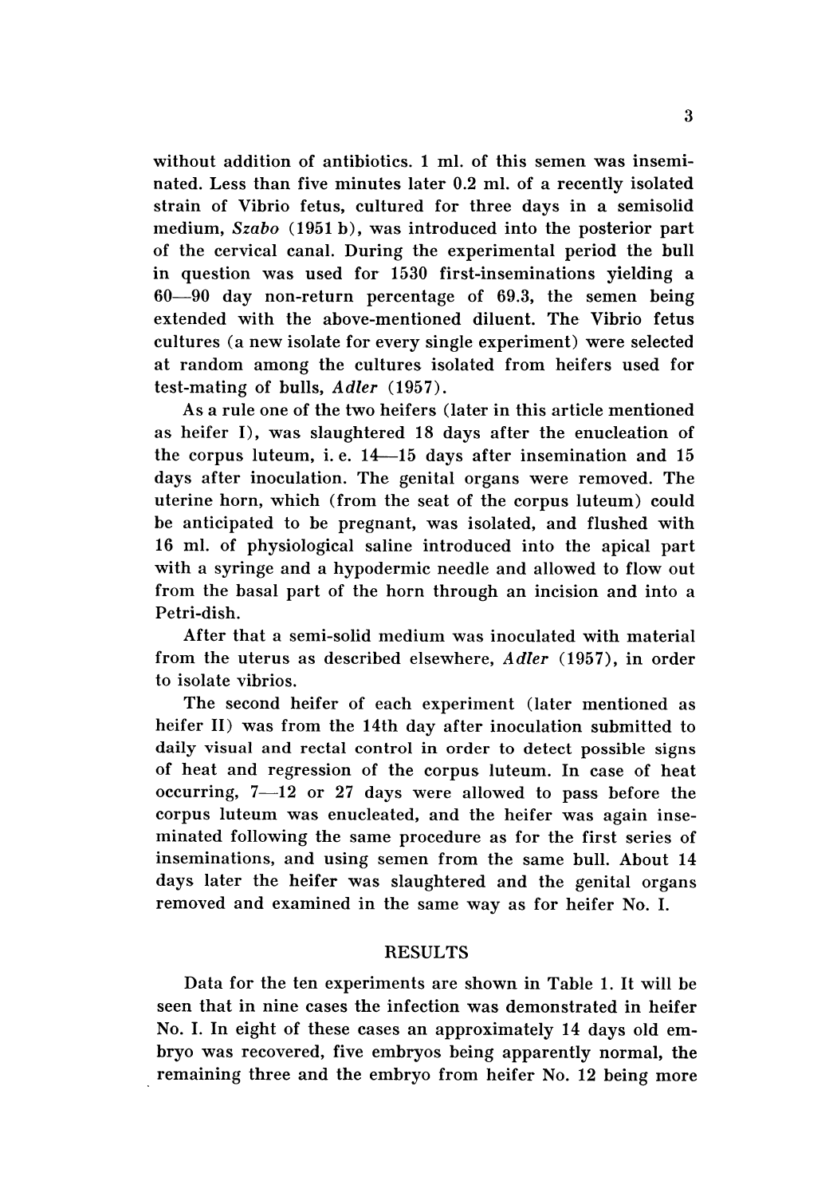without addition of antibiotics. 1 ml. of this semen was inseminated. Less than five minutes later 0.2 ml. of a recently isolated strain of Vibrio fetus, cultured for three days in a semisolid medium, *Szabo* (1951 b), was introduced into the posterior part of the cervical canal. During the experimental period the bull in question was used for 1530 first-inseminations yielding a 60—90 day non-return percentage of 69.3, the semen being extended with the above-mentioned diluent. The Vibrio fetus cultures (a new isolate for every single experiment) were selected at random among the cultures isolated from heifers used for test-mating of bulls, *Adler* (1957).

As a rule one of the two heifers (later in this article mentioned as heifer I), was slaughtered 18 days after the enucleation of the corpus luteum, i. e. 14—15 days after insemination and 15 days after inoculation. The genital organs were removed. The uterine horn, which (from the seat of the corpus luteum) could be anticipated to be pregnant, was isolated, and flushed with 16 ml. of physiological saline introduced into the apical part with a syringe and a hypodermic needle and allowed to flow out from the basal part of the horn through an incision and into a Petri-dish.

After that a semi-solid medium was inoculated with material from the uterus as described elsewhere, *Adler* (1957), in order to isolate vibrios.

The second heifer of each experiment (later mentioned as heifer II) was from the 14th day after inoculation submitted to daily visual and rectal control in order to detect possible signs of heat and regression of the corpus luteum. In case of heat occurring, 7—12 or 27 days were allowed to pass before the corpus luteum was enucleated, and the heifer was again inseminated following the same procedure as for the first series of inseminations, and using semen from the same bull. About 14 days later the heifer was slaughtered and the genital organs removed and examined in the same way as for heifer No. I.

## RESULTS

Data for the ten experiments are shown in Table 1. It will be seen that in nine cases the infection was demonstrated in heifer No. I. In eight of these cases an approximately 14 days old embryo was recovered, five embryos being apparently normal, the remaining three and the embryo from heifer No. 12 being more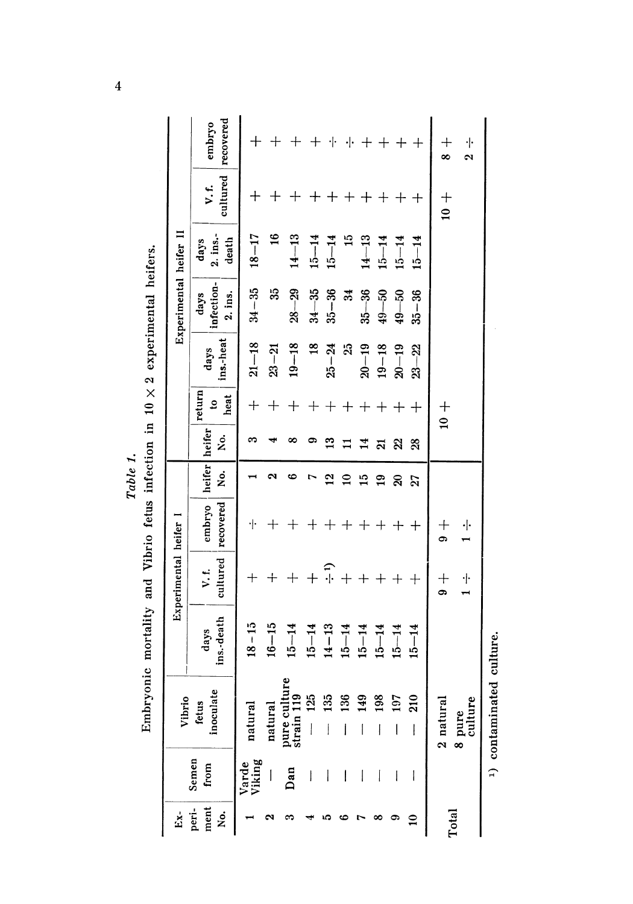*Table 1.*

Embryonic mortality and Vibrio fetus infection in 10 × 2 experimental heifers.

| Experiment No. | Semen from | Vibrio fetus inoculate | Experimental heifer I | | | | Experimental heifer II | | | | | | |
|---|---|---|---|---|---|---|---|---|---|---|---|---|---|
| | | | days ins.-death | V. f. cultured | embryo recovered | heifer No. | heifer No. | return to heat | days ins.-heat | days infection-2. ins. | days 2. ins.-death | V. f. cultured | embryo recovered |
| 1 | Varde Viking | natural | 18–15 | + | ÷ | 1 | 3 | + | 21–18 | 34–35 | 18–17 | + | + |
| 2 | — | natural | 16–15 | + | + | 2 | 4 | + | 23–21 | 35 | 16 | + | + |
| 3 | Dan | pure culture strain 119 | 15–14 | + | + | 6 | 8 | + | 19–18 | 28–29 | 14–13 | + | + |
| 4 | — | — 125 | 15–14 | + | + | 7 | 9 | + | 18 | 34–35 | 15–14 | + | + |
| 5 | — | — 135 | 14–13 | ÷ [1] | + | 12 | 13 | + | 25–24 | 35–36 | 15–14 | + | ÷ |
| 6 | — | — 136 | 15–14 | + | + | 10 | 11 | + | 25 | 34 | 15 | + | ÷ |
| 7 | — | — 149 | 15–14 | + | + | 15 | 14 | + | 20–19 | 35–36 | 14–13 | + | + |
| 8 | — | — 198 | 15–14 | + | + | 19 | 21 | + | 19–18 | 49–50 | 15–14 | + | + |
| 9 | — | — 197 | 15–14 | + | + | 20 | 22 | + | 20–19 | 49–50 | 15–14 | + | + |
| 10 | — | — 210 | 15–14 | + | + | 27 | 28 | + | 23–22 | 35–36 | 15–14 | + | + |
| Total | | 2 natural<br>8 pure culture | | 9 +<br>1 ÷ | 9 +<br>1 ÷ | | | 10 + | | | | 10 + | 8 +<br>2 ÷ |

[1] contaminated culture.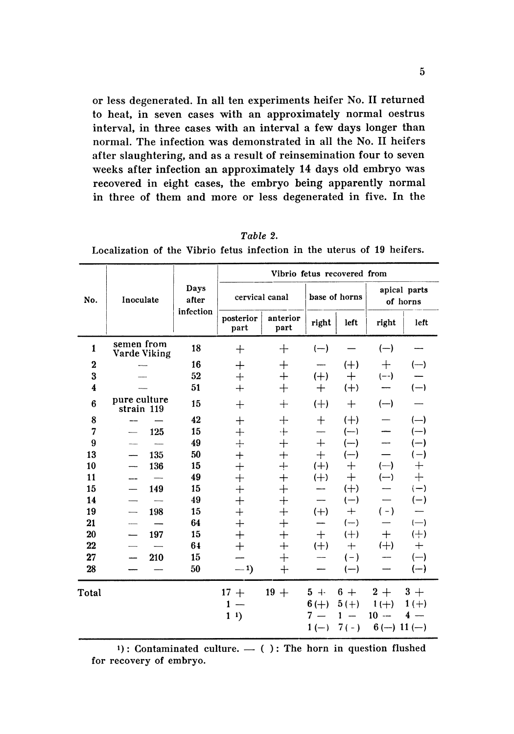or less degenerated. In all ten experiments heifer No. II returned to heat, in seven cases with an approximately normal oestrus interval, in three cases with an interval a few days longer than normal. The infection was demonstrated in all the No. II heifers after slaughtering, and as a result of reinsemination four to seven weeks after infection an approximately 14 days old embryo was recovered in eight cases, the embryo being apparently normal in three of them and more or less degenerated in five. In the

*Table 2.*

Localization of the Vibrio fetus infection in the uterus of 19 heifers.

| No. | Inoculate | Days after infection | Vibrio fetus recovered from | | | | | |
|---|---|---|---|---|---|---|---|---|
| | | | cervical canal | | base of horns | | apical parts of horns | |
| | | | posterior part | anterior part | right | left | right | left |
| 1 | semen from Varde Viking | 18 | + | + | (—) | — | (—) | — |
| 2 | — | 16 | + | + | — | (+) | + | (—) |
| 3 | — | 52 | + | + | (+) | + | (—) | — |
| 4 | — | 51 | + | + | + | (+) | — | (—) |
| 6 | pure culture strain 119 | 15 | + | + | (+) | + | (—) | — |
| 8 | — — | 42 | + | + | + | (+) | — | (—) |
| 7 | — 125 | 15 | + | + | — | (—) | — | (—) |
| 9 | — — | 49 | + | + | + | (—) | — | (—) |
| 13 | — 135 | 50 | + | + | + | (—) | — | (—) |
| 10 | — 136 | 15 | + | + | (+) | + | (—) | + |
| 11 | — — | 49 | + | + | (+) | + | (—) | + |
| 15 | — 149 | 15 | + | + | — | (+) | — | (—) |
| 14 | — — | 49 | + | + | — | (—) | — | (—) |
| 19 | — 198 | 15 | + | + | (+) | + | (-) | — |
| 21 | — — | 64 | + | + | — | (—) | — | (—) |
| 20 | — 197 | 15 | + | + | + | (+) | + | (+) |
| 22 | — — | 64 | + | + | (+) | + | (+) | + |
| 27 | — 210 | 15 | — | + | — | (-) | — | (—) |
| 28 | — — | 50 | —[1] | + | — | (—) | — | (—) |
| Total | | | 17 + <br> 1 — <br> 1 [1] | 19 + | 5 + <br> 6 (+) <br> 7 — <br> 1 (—) | 6 + <br> 5 (+) <br> 1 — <br> 7 (-) | 2 + <br> 1 (+) <br> 10 — <br> 6 (—) | 3 + <br> 1 (+) <br> 4 — <br> 11 (—) |

[1]: Contaminated culture. — ( ): The horn in question flushed for recovery of embryo.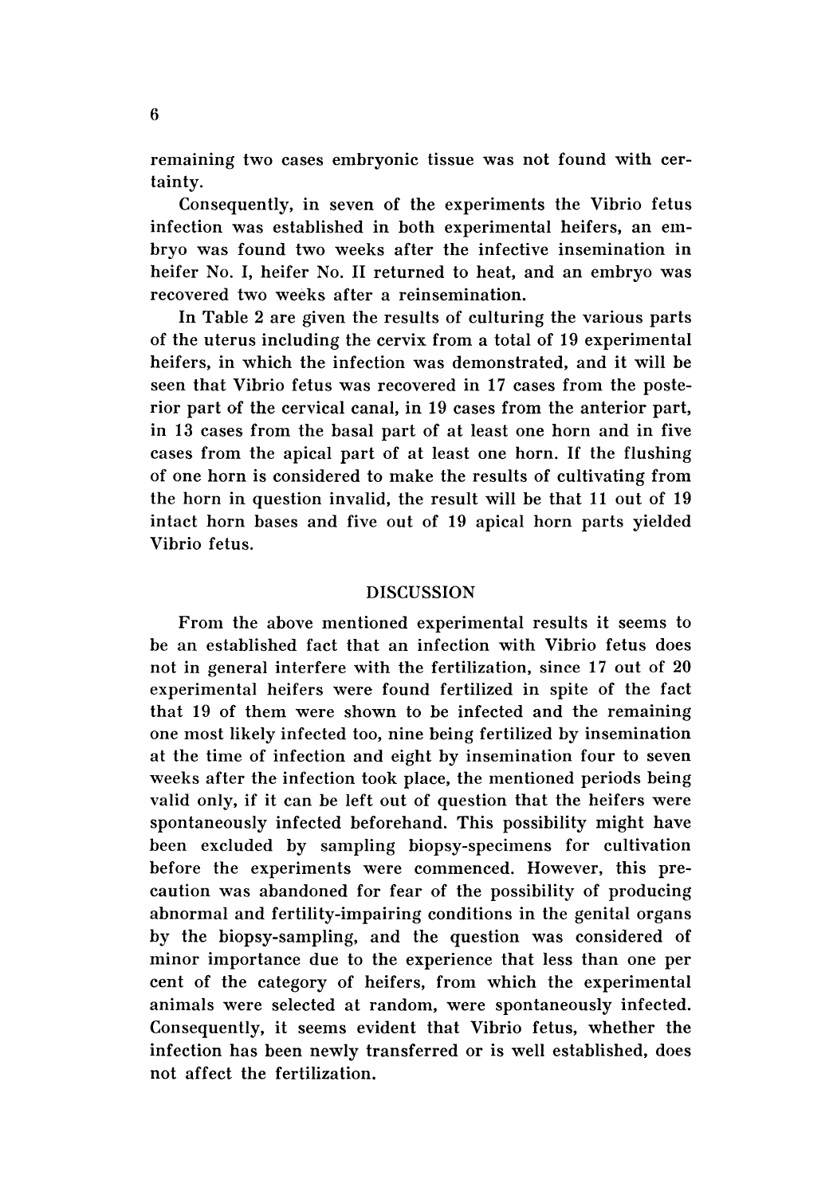remaining two cases embryonic tissue was not found with certainty.

Consequently, in seven of the experiments the Vibrio fetus infection was established in both experimental heifers, an embryo was found two weeks after the infective insemination in heifer No. I, heifer No. II returned to heat, and an embryo was recovered two weeks after a reinsemination.

In Table 2 are given the results of culturing the various parts of the uterus including the cervix from a total of 19 experimental heifers, in which the infection was demonstrated, and it will be seen that Vibrio fetus was recovered in 17 cases from the posterior part of the cervical canal, in 19 cases from the anterior part, in 13 cases from the basal part of at least one horn and in five cases from the apical part of at least one horn. If the flushing of one horn is considered to make the results of cultivating from the horn in question invalid, the result will be that 11 out of 19 intact horn bases and five out of 19 apical horn parts yielded Vibrio fetus.

## DISCUSSION

From the above mentioned experimental results it seems to be an established fact that an infection with Vibrio fetus does not in general interfere with the fertilization, since 17 out of 20 experimental heifers were found fertilized in spite of the fact that 19 of them were shown to be infected and the remaining one most likely infected too, nine being fertilized by insemination at the time of infection and eight by insemination four to seven weeks after the infection took place, the mentioned periods being valid only, if it can be left out of question that the heifers were spontaneously infected beforehand. This possibility might have been excluded by sampling biopsy-specimens for cultivation before the experiments were commenced. However, this precaution was abandoned for fear of the possibility of producing abnormal and fertility-impairing conditions in the genital organs by the biopsy-sampling, and the question was considered of minor importance due to the experience that less than one per cent of the category of heifers, from which the experimental animals were selected at random, were spontaneously infected. Consequently, it seems evident that Vibrio fetus, whether the infection has been newly transferred or is well established, does not affect the fertilization.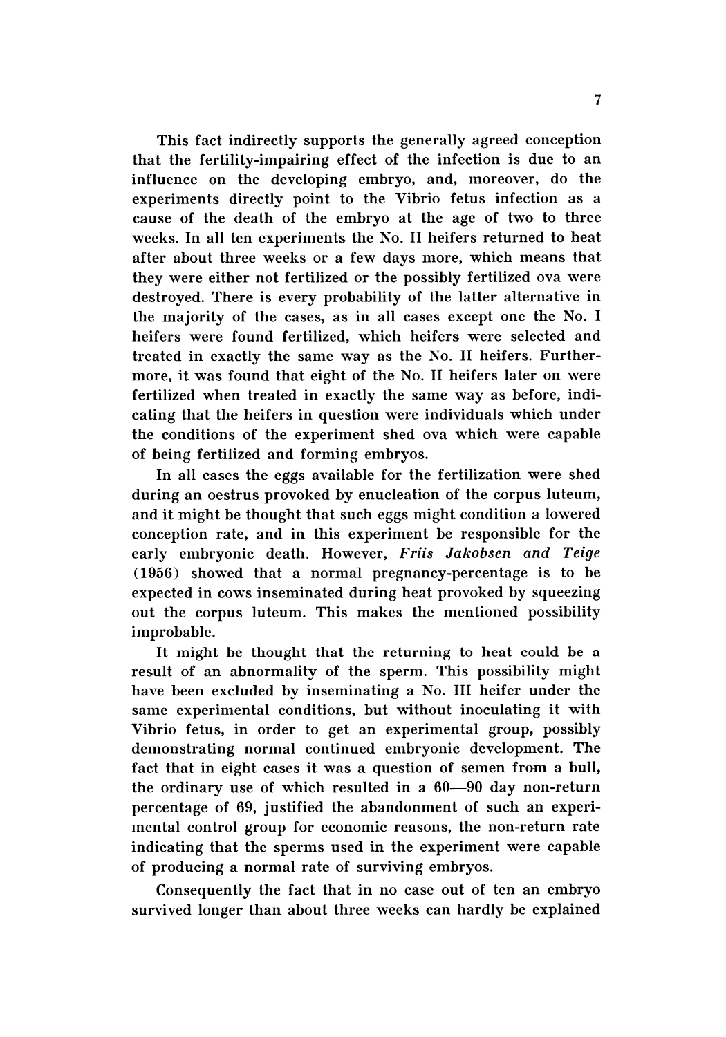This fact indirectly supports the generally agreed conception that the fertility-impairing effect of the infection is due to an influence on the developing embryo, and, moreover, do the experiments directly point to the Vibrio fetus infection as a cause of the death of the embryo at the age of two to three weeks. In all ten experiments the No. II heifers returned to heat after about three weeks or a few days more, which means that they were either not fertilized or the possibly fertilized ova were destroyed. There is every probability of the latter alternative in the majority of the cases, as in all cases except one the No. I heifers were found fertilized, which heifers were selected and treated in exactly the same way as the No. II heifers. Furthermore, it was found that eight of the No. II heifers later on were fertilized when treated in exactly the same way as before, indicating that the heifers in question were individuals which under the conditions of the experiment shed ova which were capable of being fertilized and forming embryos.

In all cases the eggs available for the fertilization were shed during an oestrus provoked by enucleation of the corpus luteum, and it might be thought that such eggs might condition a lowered conception rate, and in this experiment be responsible for the early embryonic death. However, *Friis Jakobsen and Teige* (1956) showed that a normal pregnancy-percentage is to be expected in cows inseminated during heat provoked by squeezing out the corpus luteum. This makes the mentioned possibility improbable.

It might be thought that the returning to heat could be a result of an abnormality of the sperm. This possibility might have been excluded by inseminating a No. III heifer under the same experimental conditions, but without inoculating it with Vibrio fetus, in order to get an experimental group, possibly demonstrating normal continued embryonic development. The fact that in eight cases it was a question of semen from a bull, the ordinary use of which resulted in a 60—90 day non-return percentage of 69, justified the abandonment of such an experimental control group for economic reasons, the non-return rate indicating that the sperms used in the experiment were capable of producing a normal rate of surviving embryos.

Consequently the fact that in no case out of ten an embryo survived longer than about three weeks can hardly be explained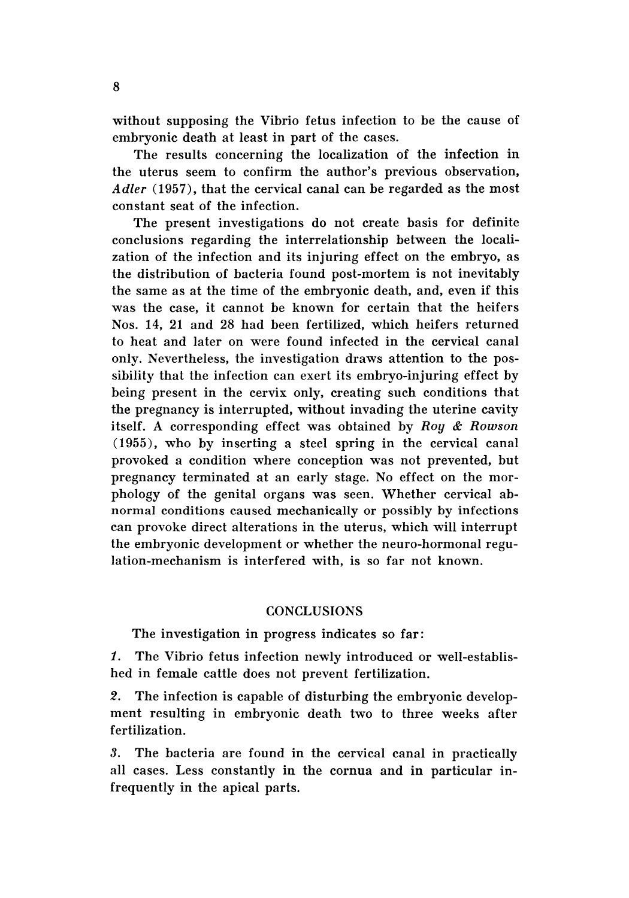without supposing the Vibrio fetus infection to be the cause of embryonic death at least in part of the cases.

The results concerning the localization of the infection in the uterus seem to confirm the author's previous observation, *Adler* (1957), that the cervical canal can be regarded as the most constant seat of the infection.

The present investigations do not create basis for definite conclusions regarding the interrelationship between the localization of the infection and its injuring effect on the embryo, as the distribution of bacteria found post-mortem is not inevitably the same as at the time of the embryonic death, and, even if this was the case, it cannot be known for certain that the heifers Nos. 14, 21 and 28 had been fertilized, which heifers returned to heat and later on were found infected in the cervical canal only. Nevertheless, the investigation draws attention to the possibility that the infection can exert its embryo-injuring effect by being present in the cervix only, creating such conditions that the pregnancy is interrupted, without invading the uterine cavity itself. A corresponding effect was obtained by *Roy & Rowson* (1955), who by inserting a steel spring in the cervical canal provoked a condition where conception was not prevented, but pregnancy terminated at an early stage. No effect on the morphology of the genital organs was seen. Whether cervical abnormal conditions caused mechanically or possibly by infections can provoke direct alterations in the uterus, which will interrupt the embryonic development or whether the neuro-hormonal regulation-mechanism is interfered with, is so far not known.

## CONCLUSIONS

The investigation in progress indicates so far:

*1.* The Vibrio fetus infection newly introduced or well-established in female cattle does not prevent fertilization.

*2.* The infection is capable of disturbing the embryonic development resulting in embryonic death two to three weeks after fertilization.

*3.* The bacteria are found in the cervical canal in practically all cases. Less constantly in the cornua and in particular infrequently in the apical parts.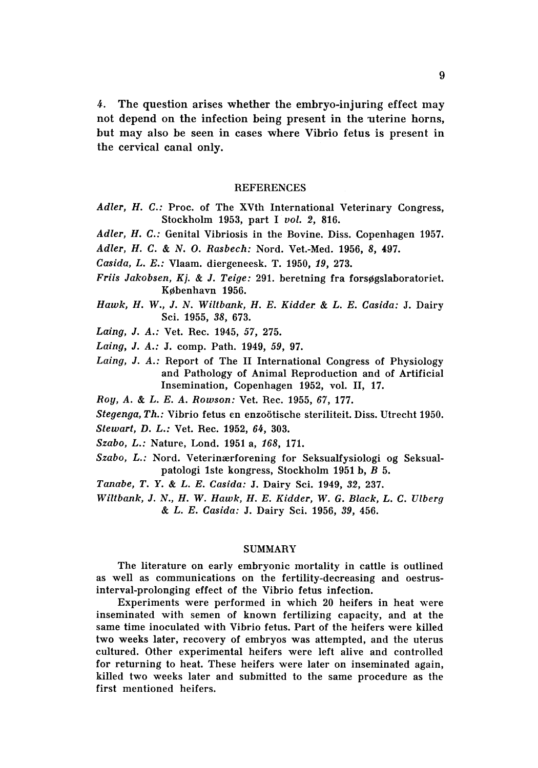4. The question arises whether the embryo-injuring effect may not depend on the infection being present in the uterine horns, but may also be seen in cases where Vibrio fetus is present in the cervical canal only.

## REFERENCES

*Adler, H. C.:* Proc. of The XVth International Veterinary Congress, Stockholm 1953, part I *vol. 2,* 816.

*Adler, H. C.:* Genital Vibriosis in the Bovine. Diss. Copenhagen 1957.

*Adler, H. C. & N. O. Rasbech:* Nord. Vet.-Med. 1956, *8,* 497.

*Casida, L. E.:* Vlaam. diergeneesk. T. 1950, *19,* 273.

*Friis Jakobsen, Kj. & J. Teige:* 291. beretning fra forsøgslaboratoriet. København 1956.

*Hawk, H. W., J. N. Wiltbank, H. E. Kidder & L. E. Casida:* J. Dairy Sci. 1955, *38,* 673.

*Laing, J. A.:* Vet. Rec. 1945, *57,* 275.

*Laing, J. A.:* J. comp. Path. 1949, *59,* 97.

*Laing, J. A.:* Report of The II International Congress of Physiology and Pathology of Animal Reproduction and of Artificial Insemination, Copenhagen 1952, vol. II, 17.

*Roy, A. & L. E. A. Rowson:* Vet. Rec. 1955, *67,* 177.

*Stegenga, Th.:* Vibrio fetus en enzoötische steriliteit. Diss. Utrecht 1950.

*Stewart, D. L.:* Vet. Rec. 1952, *64,* 303.

*Szabo, L.:* Nature, Lond. 1951 a, *168,* 171.

*Szabo, L.:* Nord. Veterinærforening for Seksualfysiologi og Seksualpatologi 1ste kongress, Stockholm 1951 b, *B* 5.

*Tanabe, T. Y. & L. E. Casida:* J. Dairy Sci. 1949, *32,* 237.

*Wiltbank, J. N., H. W. Hawk, H. E. Kidder, W. G. Black, L. C. Ulberg & L. E. Casida:* J. Dairy Sci. 1956, *39,* 456.

## SUMMARY

The literature on early embryonic mortality in cattle is outlined as well as communications on the fertility-decreasing and oestrus-interval-prolonging effect of the Vibrio fetus infection.

Experiments were performed in which 20 heifers in heat were inseminated with semen of known fertilizing capacity, and at the same time inoculated with Vibrio fetus. Part of the heifers were killed two weeks later, recovery of embryos was attempted, and the uterus cultured. Other experimental heifers were left alive and controlled for returning to heat. These heifers were later on inseminated again, killed two weeks later and submitted to the same procedure as the first mentioned heifers.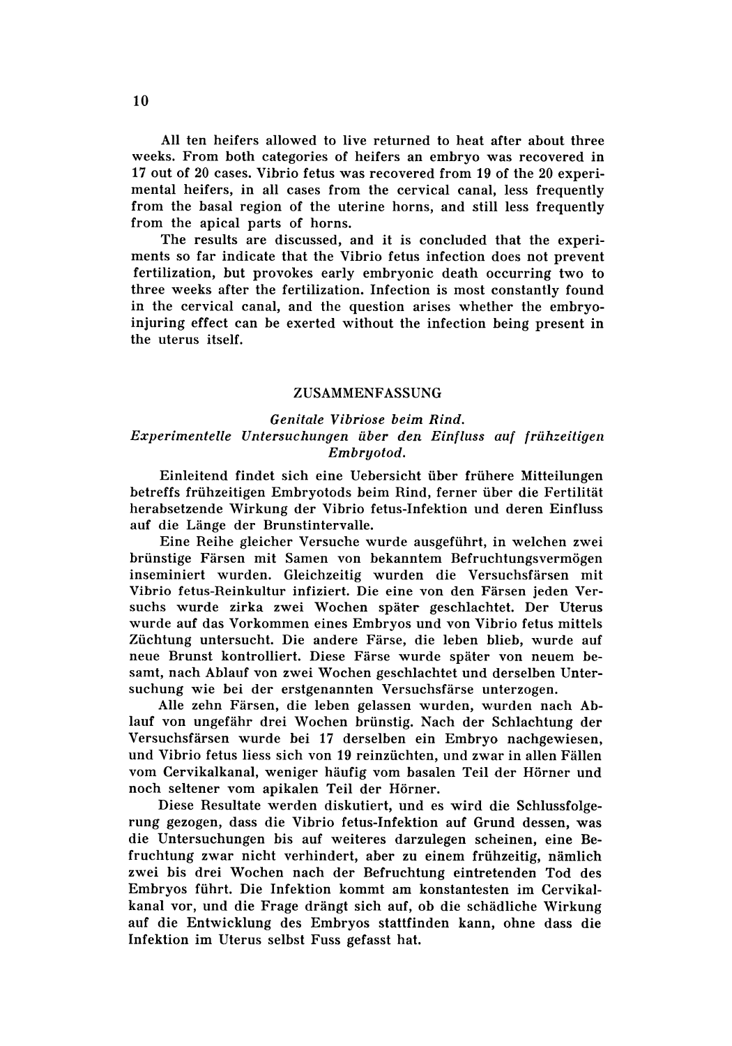All ten heifers allowed to live returned to heat after about three weeks. From both categories of heifers an embryo was recovered in 17 out of 20 cases. Vibrio fetus was recovered from 19 of the 20 experimental heifers, in all cases from the cervical canal, less frequently from the basal region of the uterine horns, and still less frequently from the apical parts of horns.

The results are discussed, and it is concluded that the experiments so far indicate that the Vibrio fetus infection does not prevent fertilization, but provokes early embryonic death occurring two to three weeks after the fertilization. Infection is most constantly found in the cervical canal, and the question arises whether the embryo-injuring effect can be exerted without the infection being present in the uterus itself.

## ZUSAMMENFASSUNG

### *Genitale Vibriose beim Rind. Experimentelle Untersuchungen über den Einfluss auf frühzeitigen Embryotod.*

Einleitend findet sich eine Uebersicht über frühere Mitteilungen betreffs frühzeitigen Embryotods beim Rind, ferner über die Fertilität herabsetzende Wirkung der Vibrio fetus-Infektion und deren Einfluss auf die Länge der Brunstintervalle.

Eine Reihe gleicher Versuche wurde ausgeführt, in welchen zwei brünstige Färsen mit Samen von bekanntem Befruchtungsvermögen inseminiert wurden. Gleichzeitig wurden die Versuchsfärsen mit Vibrio fetus-Reinkultur infiziert. Die eine von den Färsen jeden Versuchs wurde zirka zwei Wochen später geschlachtet. Der Uterus wurde auf das Vorkommen eines Embryos und von Vibrio fetus mittels Züchtung untersucht. Die andere Färse, die leben blieb, wurde auf neue Brunst kontrolliert. Diese Färse wurde später von neuem besamt, nach Ablauf von zwei Wochen geschlachtet und derselben Untersuchung wie bei der erstgenannten Versuchsfärse unterzogen.

Alle zehn Färsen, die leben gelassen wurden, wurden nach Ablauf von ungefähr drei Wochen brünstig. Nach der Schlachtung der Versuchsfärsen wurde bei 17 derselben ein Embryo nachgewiesen, und Vibrio fetus liess sich von 19 reinzüchten, und zwar in allen Fällen vom Cervikalkanal, weniger häufig vom basalen Teil der Hörner und noch seltener vom apikalen Teil der Hörner.

Diese Resultate werden diskutiert, und es wird die Schlussfolgerung gezogen, dass die Vibrio fetus-Infektion auf Grund dessen, was die Untersuchungen bis auf weiteres darzulegen scheinen, eine Befruchtung zwar nicht verhindert, aber zu einem frühzeitig, nämlich zwei bis drei Wochen nach der Befruchtung eintretenden Tod des Embryos führt. Die Infektion kommt am konstantesten im Cervikalkanal vor, und die Frage drängt sich auf, ob die schädliche Wirkung auf die Entwicklung des Embryos stattfinden kann, ohne dass die Infektion im Uterus selbst Fuss gefasst hat.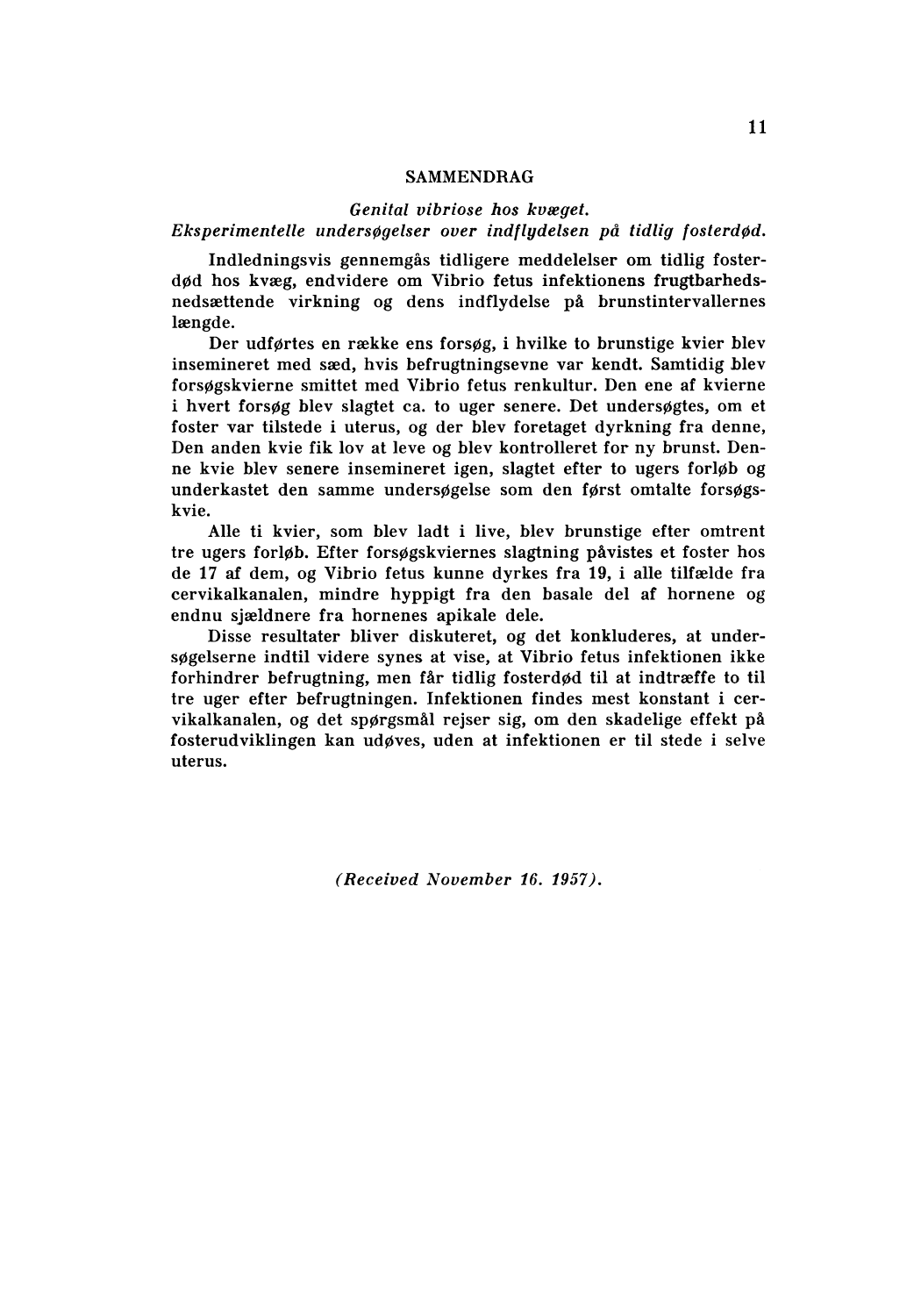## SAMMENDRAG

*Genital vibriose hos kvæget.*
*Eksperimentelle undersøgelser over indflydelsen på tidlig fosterdød.*

Indledningsvis gennemgås tidligere meddelelser om tidlig fosterdød hos kvæg, endvidere om Vibrio fetus infektionens frugtbarhedsnedsættende virkning og dens indflydelse på brunstintervallernes længde.

Der udførtes en række ens forsøg, i hvilke to brunstige kvier blev insemineret med sæd, hvis befrugtningsevne var kendt. Samtidig blev forsøgskvierne smittet med Vibrio fetus renkultur. Den ene af kvierne i hvert forsøg blev slagtet ca. to uger senere. Det undersøgtes, om et foster var tilstede i uterus, og der blev foretaget dyrkning fra denne, Den anden kvie fik lov at leve og blev kontrolleret for ny brunst. Denne kvie blev senere insemineret igen, slagtet efter to ugers forløb og underkastet den samme undersøgelse som den først omtalte forsøgskvie.

Alle ti kvier, som blev ladt i live, blev brunstige efter omtrent tre ugers forløb. Efter forsøgskviernes slagtning påvistes et foster hos de 17 af dem, og Vibrio fetus kunne dyrkes fra 19, i alle tilfælde fra cervikalkanalen, mindre hyppigt fra den basale del af hornene og endnu sjældnere fra hornenes apikale dele.

Disse resultater bliver diskuteret, og det konkluderes, at undersøgelserne indtil videre synes at vise, at Vibrio fetus infektionen ikke forhindrer befrugtning, men får tidlig fosterdød til at indtræffe to til tre uger efter befrugtningen. Infektionen findes mest konstant i cervikalkanalen, og det spørgsmål rejser sig, om den skadelige effekt på fosterudviklingen kan udøves, uden at infektionen er til stede i selve uterus.

*(Received November 16. 1957).*